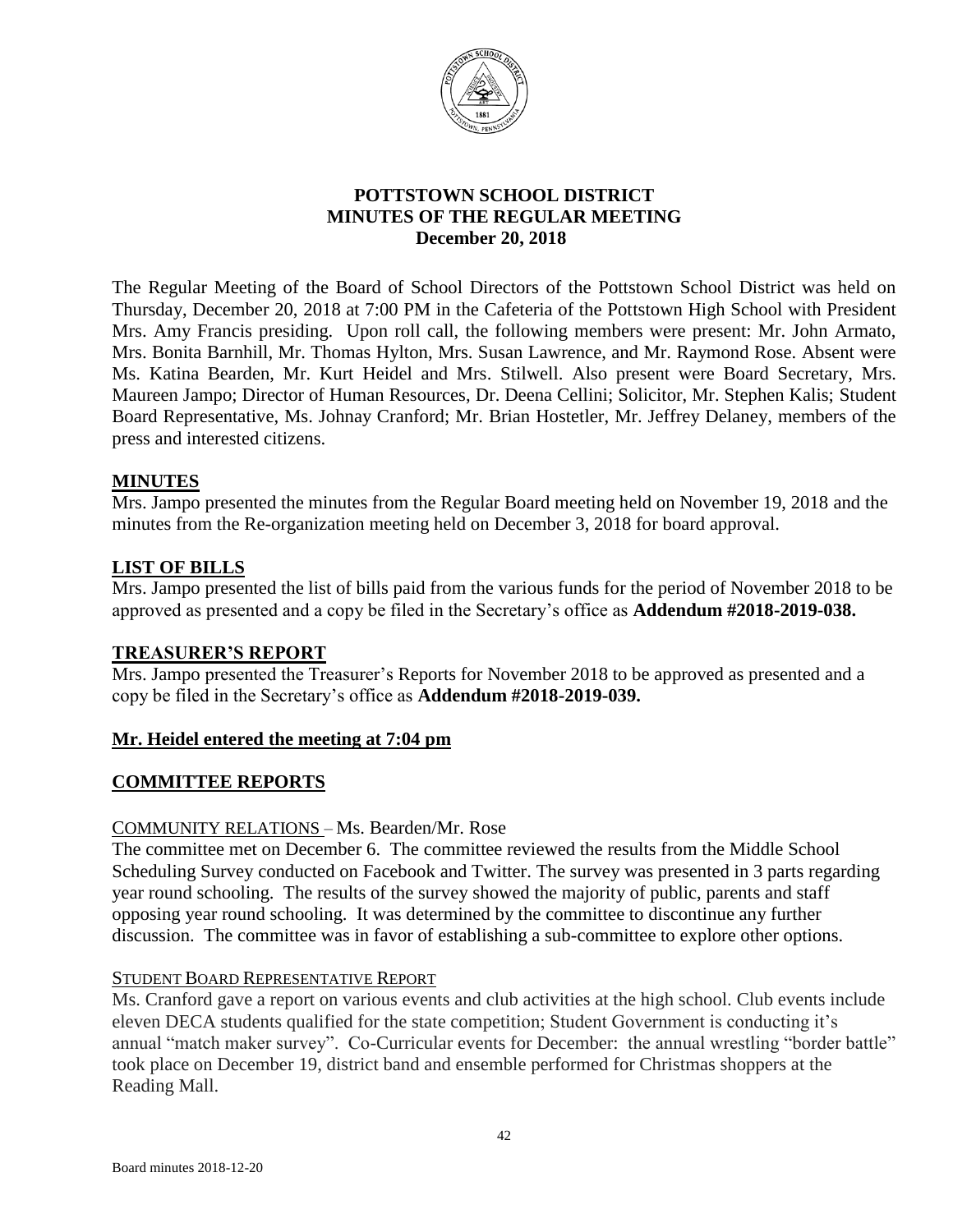# POTTSTOWN SCHOOL DISTRICT
## MINUTES OF THE REGULAR MEETING
### December 20, 2018

The Regular Meeting of the Board of School Directors of the Pottstown School District was held on Thursday, December 20, 2018 at 7:00 PM in the Cafeteria of the Pottstown High School with President Mrs. Amy Francis presiding. Upon roll call, the following members were present: Mr. John Armato, Mrs. Bonita Barnhill, Mr. Thomas Hylton, Mrs. Susan Lawrence, and Mr. Raymond Rose. Absent were Ms. Katina Bearden, Mr. Kurt Heidel and Mrs. Stilwell. Also present were Board Secretary, Mrs. Maureen Jampo; Director of Human Resources, Dr. Deena Cellini; Solicitor, Mr. Stephen Kalis; Student Board Representative, Ms. Johnay Cranford; Mr. Brian Hostetler, Mr. Jeffrey Delaney, members of the press and interested citizens.

## MINUTES

Mrs. Jampo presented the minutes from the Regular Board meeting held on November 19, 2018 and the minutes from the Re-organization meeting held on December 3, 2018 for board approval.

## LIST OF BILLS

Mrs. Jampo presented the list of bills paid from the various funds for the period of November 2018 to be approved as presented and a copy be filed in the Secretary's office as **Addendum #2018-2019-038.**

## TREASURER'S REPORT

Mrs. Jampo presented the Treasurer's Reports for November 2018 to be approved as presented and a copy be filed in the Secretary's office as **Addendum #2018-2019-039.**

**Mr. Heidel entered the meeting at 7:04 pm**

## COMMITTEE REPORTS

COMMUNITY RELATIONS – Ms. Bearden/Mr. Rose

The committee met on December 6. The committee reviewed the results from the Middle School Scheduling Survey conducted on Facebook and Twitter. The survey was presented in 3 parts regarding year round schooling. The results of the survey showed the majority of public, parents and staff opposing year round schooling. It was determined by the committee to discontinue any further discussion. The committee was in favor of establishing a sub-committee to explore other options.

STUDENT BOARD REPRESENTATIVE REPORT

Ms. Cranford gave a report on various events and club activities at the high school. Club events include eleven DECA students qualified for the state competition; Student Government is conducting it's annual "match maker survey". Co-Curricular events for December: the annual wrestling "border battle" took place on December 19, district band and ensemble performed for Christmas shoppers at the Reading Mall.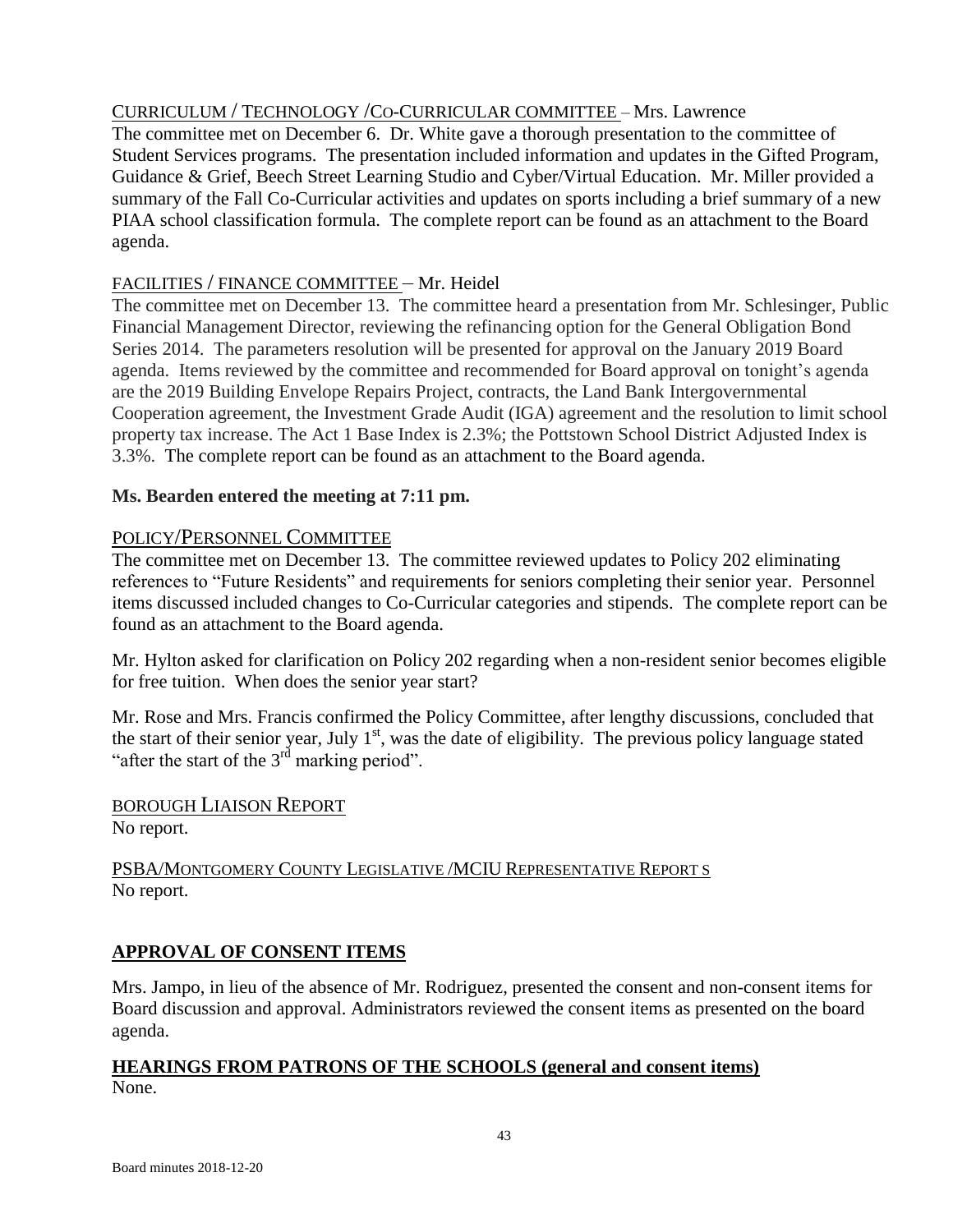CURRICULUM / TECHNOLOGY /CO-CURRICULAR COMMITTEE – Mrs. Lawrence

The committee met on December 6. Dr. White gave a thorough presentation to the committee of Student Services programs. The presentation included information and updates in the Gifted Program, Guidance & Grief, Beech Street Learning Studio and Cyber/Virtual Education. Mr. Miller provided a summary of the Fall Co-Curricular activities and updates on sports including a brief summary of a new PIAA school classification formula. The complete report can be found as an attachment to the Board agenda.

FACILITIES / FINANCE COMMITTEE – Mr. Heidel

The committee met on December 13. The committee heard a presentation from Mr. Schlesinger, Public Financial Management Director, reviewing the refinancing option for the General Obligation Bond Series 2014. The parameters resolution will be presented for approval on the January 2019 Board agenda. Items reviewed by the committee and recommended for Board approval on tonight's agenda are the 2019 Building Envelope Repairs Project, contracts, the Land Bank Intergovernmental Cooperation agreement, the Investment Grade Audit (IGA) agreement and the resolution to limit school property tax increase. The Act 1 Base Index is 2.3%; the Pottstown School District Adjusted Index is 3.3%. The complete report can be found as an attachment to the Board agenda.

**Ms. Bearden entered the meeting at 7:11 pm.**

POLICY/PERSONNEL COMMITTEE

The committee met on December 13. The committee reviewed updates to Policy 202 eliminating references to "Future Residents" and requirements for seniors completing their senior year. Personnel items discussed included changes to Co-Curricular categories and stipends. The complete report can be found as an attachment to the Board agenda.

Mr. Hylton asked for clarification on Policy 202 regarding when a non-resident senior becomes eligible for free tuition. When does the senior year start?

Mr. Rose and Mrs. Francis confirmed the Policy Committee, after lengthy discussions, concluded that the start of their senior year, July 1st, was the date of eligibility. The previous policy language stated "after the start of the 3rd marking period".

BOROUGH LIAISON REPORT

No report.

PSBA/MONTGOMERY COUNTY LEGISLATIVE /MCIU REPRESENTATIVE REPORT S

No report.

## APPROVAL OF CONSENT ITEMS

Mrs. Jampo, in lieu of the absence of Mr. Rodriguez, presented the consent and non-consent items for Board discussion and approval. Administrators reviewed the consent items as presented on the board agenda.

## HEARINGS FROM PATRONS OF THE SCHOOLS (general and consent items)

None.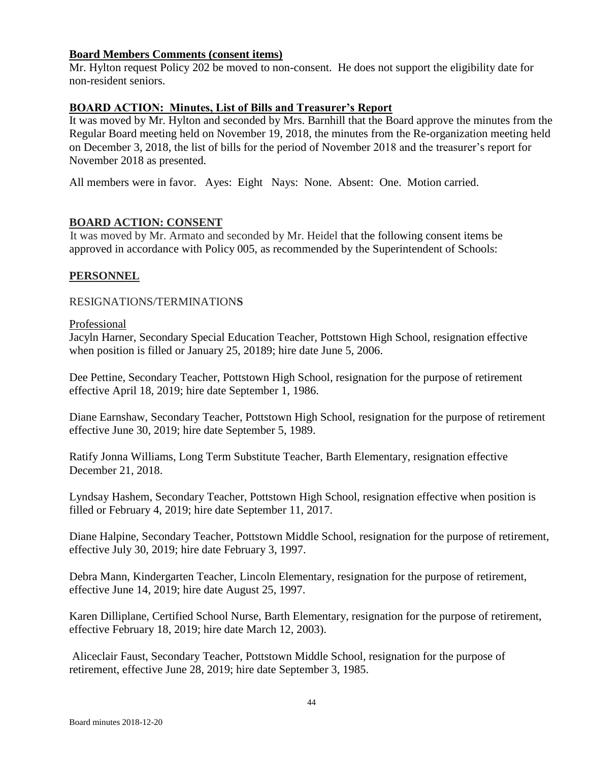**Board Members Comments (consent items)**

Mr. Hylton request Policy 202 be moved to non-consent. He does not support the eligibility date for non-resident seniors.

**BOARD ACTION: Minutes, List of Bills and Treasurer's Report**

It was moved by Mr. Hylton and seconded by Mrs. Barnhill that the Board approve the minutes from the Regular Board meeting held on November 19, 2018, the minutes from the Re-organization meeting held on December 3, 2018, the list of bills for the period of November 2018 and the treasurer's report for November 2018 as presented.

All members were in favor. Ayes: Eight Nays: None. Absent: One. Motion carried.

**BOARD ACTION: CONSENT**

It was moved by Mr. Armato and seconded by Mr. Heidel that the following consent items be approved in accordance with Policy 005, as recommended by the Superintendent of Schools:

**PERSONNEL**

RESIGNATIONS/TERMINATIONS

Professional

Jacyln Harner, Secondary Special Education Teacher, Pottstown High School, resignation effective when position is filled or January 25, 20189; hire date June 5, 2006.

Dee Pettine, Secondary Teacher, Pottstown High School, resignation for the purpose of retirement effective April 18, 2019; hire date September 1, 1986.

Diane Earnshaw, Secondary Teacher, Pottstown High School, resignation for the purpose of retirement effective June 30, 2019; hire date September 5, 1989.

Ratify Jonna Williams, Long Term Substitute Teacher, Barth Elementary, resignation effective December 21, 2018.

Lyndsay Hashem, Secondary Teacher, Pottstown High School, resignation effective when position is filled or February 4, 2019; hire date September 11, 2017.

Diane Halpine, Secondary Teacher, Pottstown Middle School, resignation for the purpose of retirement, effective July 30, 2019; hire date February 3, 1997.

Debra Mann, Kindergarten Teacher, Lincoln Elementary, resignation for the purpose of retirement, effective June 14, 2019; hire date August 25, 1997.

Karen Dilliplane, Certified School Nurse, Barth Elementary, resignation for the purpose of retirement, effective February 18, 2019; hire date March 12, 2003).

Aliceclair Faust, Secondary Teacher, Pottstown Middle School, resignation for the purpose of retirement, effective June 28, 2019; hire date September 3, 1985.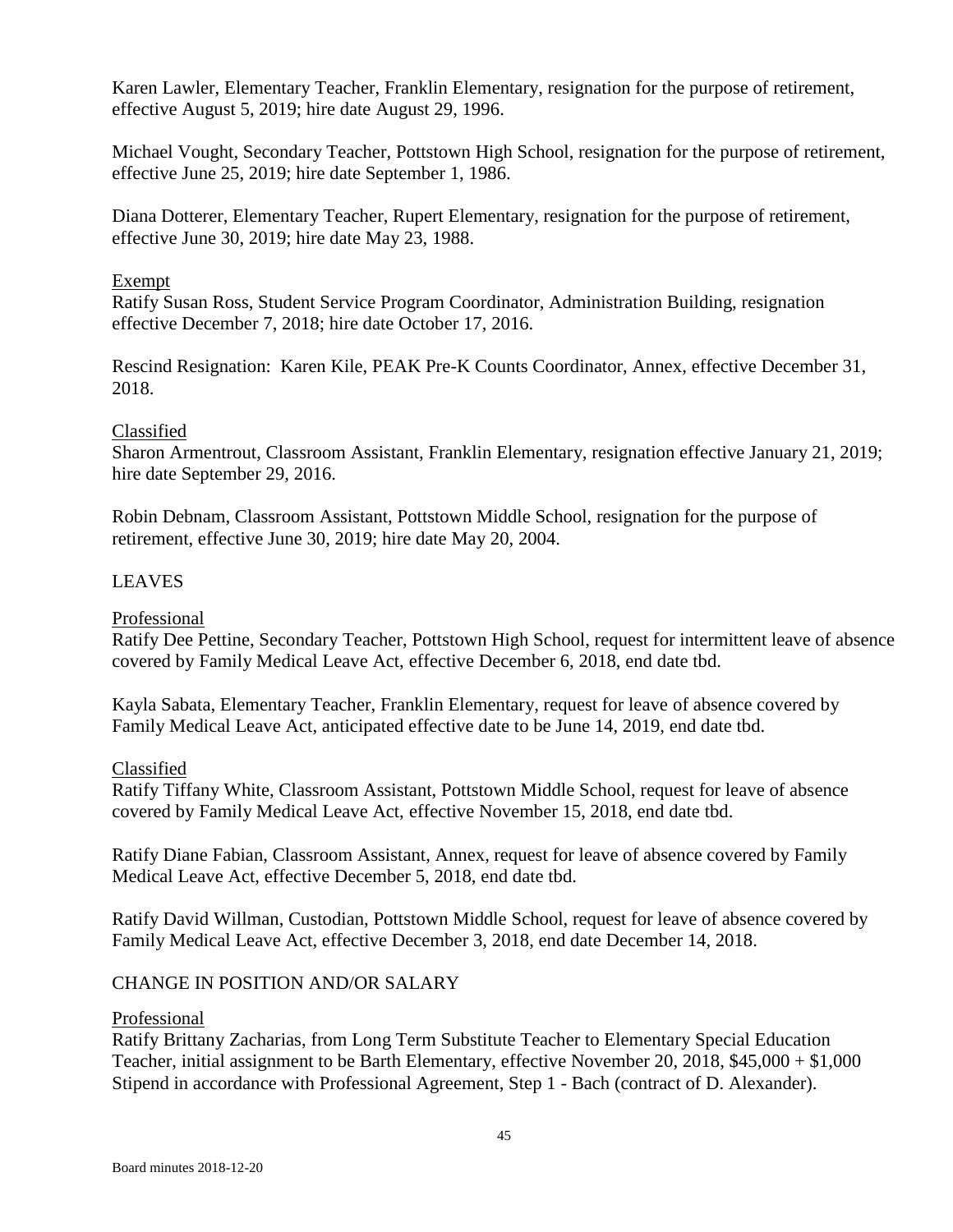Karen Lawler, Elementary Teacher, Franklin Elementary, resignation for the purpose of retirement, effective August 5, 2019; hire date August 29, 1996.

Michael Vought, Secondary Teacher, Pottstown High School, resignation for the purpose of retirement, effective June 25, 2019; hire date September 1, 1986.

Diana Dotterer, Elementary Teacher, Rupert Elementary, resignation for the purpose of retirement, effective June 30, 2019; hire date May 23, 1988.

Exempt

Ratify Susan Ross, Student Service Program Coordinator, Administration Building, resignation effective December 7, 2018; hire date October 17, 2016.

Rescind Resignation: Karen Kile, PEAK Pre-K Counts Coordinator, Annex, effective December 31, 2018.

Classified

Sharon Armentrout, Classroom Assistant, Franklin Elementary, resignation effective January 21, 2019; hire date September 29, 2016.

Robin Debnam, Classroom Assistant, Pottstown Middle School, resignation for the purpose of retirement, effective June 30, 2019; hire date May 20, 2004.

LEAVES

Professional

Ratify Dee Pettine, Secondary Teacher, Pottstown High School, request for intermittent leave of absence covered by Family Medical Leave Act, effective December 6, 2018, end date tbd.

Kayla Sabata, Elementary Teacher, Franklin Elementary, request for leave of absence covered by Family Medical Leave Act, anticipated effective date to be June 14, 2019, end date tbd.

Classified

Ratify Tiffany White, Classroom Assistant, Pottstown Middle School, request for leave of absence covered by Family Medical Leave Act, effective November 15, 2018, end date tbd.

Ratify Diane Fabian, Classroom Assistant, Annex, request for leave of absence covered by Family Medical Leave Act, effective December 5, 2018, end date tbd.

Ratify David Willman, Custodian, Pottstown Middle School, request for leave of absence covered by Family Medical Leave Act, effective December 3, 2018, end date December 14, 2018.

CHANGE IN POSITION AND/OR SALARY

Professional

Ratify Brittany Zacharias, from Long Term Substitute Teacher to Elementary Special Education Teacher, initial assignment to be Barth Elementary, effective November 20, 2018, $45,000 + $1,000 Stipend in accordance with Professional Agreement, Step 1 - Bach (contract of D. Alexander).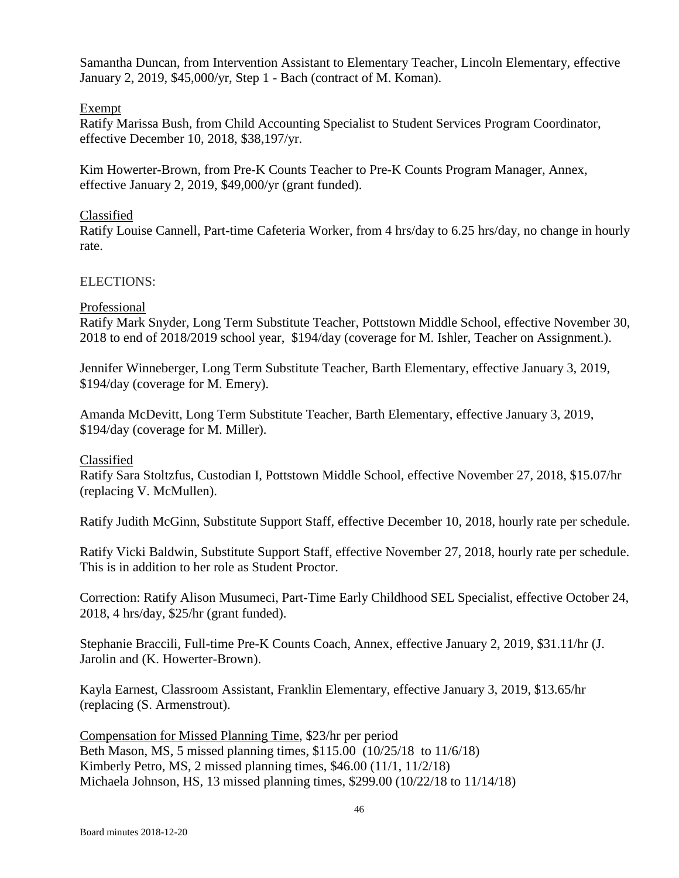Samantha Duncan, from Intervention Assistant to Elementary Teacher, Lincoln Elementary, effective January 2, 2019, $45,000/yr, Step 1 - Bach (contract of M. Koman).

Exempt

Ratify Marissa Bush, from Child Accounting Specialist to Student Services Program Coordinator, effective December 10, 2018, $38,197/yr.

Kim Howerter-Brown, from Pre-K Counts Teacher to Pre-K Counts Program Manager, Annex, effective January 2, 2019, $49,000/yr (grant funded).

Classified

Ratify Louise Cannell, Part-time Cafeteria Worker, from 4 hrs/day to 6.25 hrs/day, no change in hourly rate.

ELECTIONS:

Professional

Ratify Mark Snyder, Long Term Substitute Teacher, Pottstown Middle School, effective November 30, 2018 to end of 2018/2019 school year, $194/day (coverage for M. Ishler, Teacher on Assignment.).

Jennifer Winneberger, Long Term Substitute Teacher, Barth Elementary, effective January 3, 2019, $194/day (coverage for M. Emery).

Amanda McDevitt, Long Term Substitute Teacher, Barth Elementary, effective January 3, 2019, $194/day (coverage for M. Miller).

Classified

Ratify Sara Stoltzfus, Custodian I, Pottstown Middle School, effective November 27, 2018, $15.07/hr (replacing V. McMullen).

Ratify Judith McGinn, Substitute Support Staff, effective December 10, 2018, hourly rate per schedule.

Ratify Vicki Baldwin, Substitute Support Staff, effective November 27, 2018, hourly rate per schedule. This is in addition to her role as Student Proctor.

Correction: Ratify Alison Musumeci, Part-Time Early Childhood SEL Specialist, effective October 24, 2018, 4 hrs/day, $25/hr (grant funded).

Stephanie Braccili, Full-time Pre-K Counts Coach, Annex, effective January 2, 2019, $31.11/hr (J. Jarolin and (K. Howerter-Brown).

Kayla Earnest, Classroom Assistant, Franklin Elementary, effective January 3, 2019, $13.65/hr (replacing (S. Armenstrout).

Compensation for Missed Planning Time, $23/hr per period
Beth Mason, MS, 5 missed planning times, $115.00 (10/25/18 to 11/6/18)
Kimberly Petro, MS, 2 missed planning times, $46.00 (11/1, 11/2/18)
Michaela Johnson, HS, 13 missed planning times, $299.00 (10/22/18 to 11/14/18)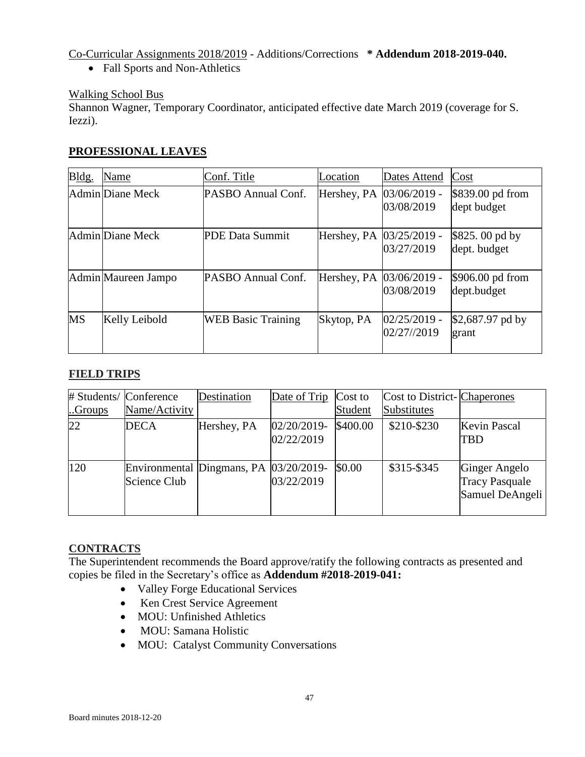Co-Curricular Assignments 2018/2019 - Additions/Corrections **\* Addendum 2018-2019-040.**

- Fall Sports and Non-Athletics

Walking School Bus

Shannon Wagner, Temporary Coordinator, anticipated effective date March 2019 (coverage for S. Iezzi).

## PROFESSIONAL LEAVES

| Bldg. | Name | Conf. Title | Location | Dates Attend | Cost |
|---|---|---|---|---|---|
| Admin | Diane Meck | PASBO Annual Conf. | Hershey, PA | 03/06/2019 - 03/08/2019 | $839.00 pd from dept budget |
| Admin | Diane Meck | PDE Data Summit | Hershey, PA | 03/25/2019 - 03/27/2019 | $825. 00 pd by dept. budget |
| Admin | Maureen Jampo | PASBO Annual Conf. | Hershey, PA | 03/06/2019 - 03/08/2019 | $906.00 pd from dept.budget |
| MS | Kelly Leibold | WEB Basic Training | Skytop, PA | 02/25/2019 - 02/27//2019 | $2,687.97 pd by grant |

## FIELD TRIPS

| # Students/ ..Groups | Conference Name/Activity | Destination | Date of Trip | Cost to Student | Cost to District- Substitutes | Chaperones |
|---|---|---|---|---|---|---|
| 22 | DECA | Hershey, PA | 02/20/2019- 02/22/2019 | $400.00 | $210-$230 | Kevin Pascal TBD |
| 120 | Environmental Science Club | Dingmans, PA | 03/20/2019- 03/22/2019 | $0.00 | $315-$345 | Ginger Angelo Tracy Pasquale Samuel DeAngeli |

## CONTRACTS

The Superintendent recommends the Board approve/ratify the following contracts as presented and copies be filed in the Secretary's office as **Addendum #2018-2019-041:**

- Valley Forge Educational Services
- Ken Crest Service Agreement
- MOU: Unfinished Athletics
- MOU: Samana Holistic
- MOU: Catalyst Community Conversations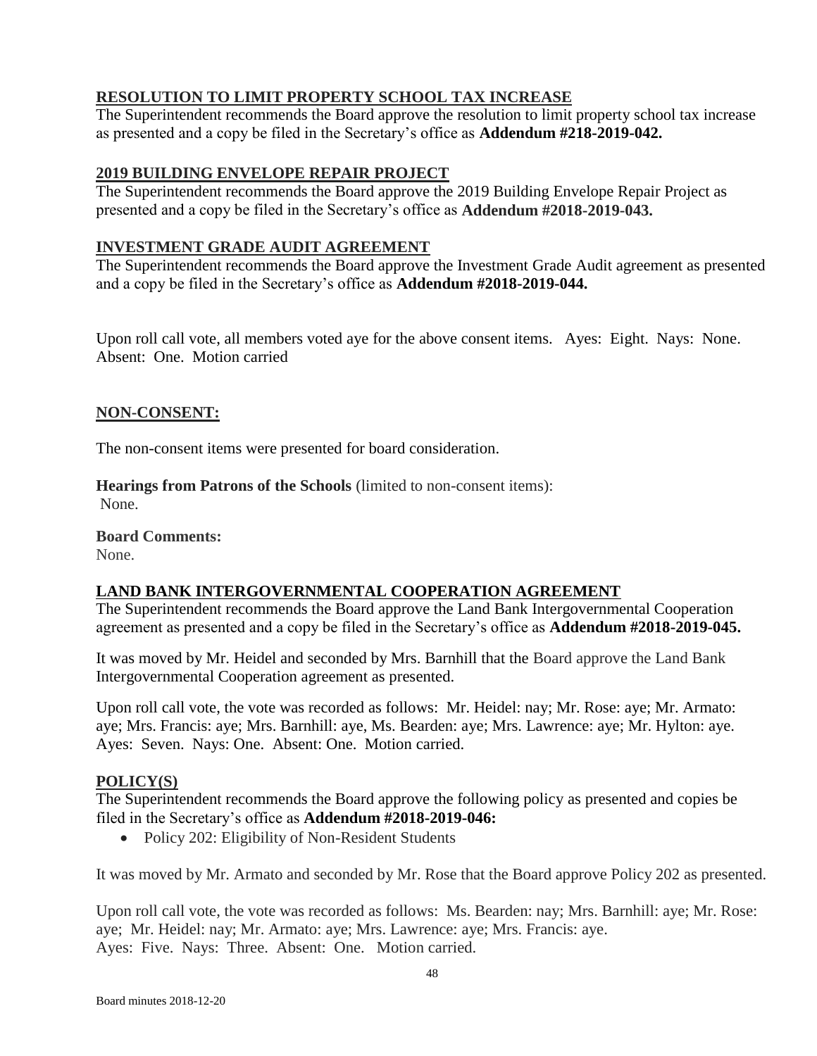## RESOLUTION TO LIMIT PROPERTY SCHOOL TAX INCREASE

The Superintendent recommends the Board approve the resolution to limit property school tax increase as presented and a copy be filed in the Secretary's office as **Addendum #218-2019-042.**

## 2019 BUILDING ENVELOPE REPAIR PROJECT

The Superintendent recommends the Board approve the 2019 Building Envelope Repair Project as presented and a copy be filed in the Secretary's office as **Addendum #2018-2019-043.**

## INVESTMENT GRADE AUDIT AGREEMENT

The Superintendent recommends the Board approve the Investment Grade Audit agreement as presented and a copy be filed in the Secretary's office as **Addendum #2018-2019-044.**

Upon roll call vote, all members voted aye for the above consent items. Ayes: Eight. Nays: None. Absent: One. Motion carried

## NON-CONSENT:

The non-consent items were presented for board consideration.

**Hearings from Patrons of the Schools** (limited to non-consent items):
None.

**Board Comments:**
None.

## LAND BANK INTERGOVERNMENTAL COOPERATION AGREEMENT

The Superintendent recommends the Board approve the Land Bank Intergovernmental Cooperation agreement as presented and a copy be filed in the Secretary's office as **Addendum #2018-2019-045.**

It was moved by Mr. Heidel and seconded by Mrs. Barnhill that the Board approve the Land Bank Intergovernmental Cooperation agreement as presented.

Upon roll call vote, the vote was recorded as follows: Mr. Heidel: nay; Mr. Rose: aye; Mr. Armato: aye; Mrs. Francis: aye; Mrs. Barnhill: aye, Ms. Bearden: aye; Mrs. Lawrence: aye; Mr. Hylton: aye. Ayes: Seven. Nays: One. Absent: One. Motion carried.

## POLICY(S)

The Superintendent recommends the Board approve the following policy as presented and copies be filed in the Secretary's office as **Addendum #2018-2019-046:**

- Policy 202: Eligibility of Non-Resident Students

It was moved by Mr. Armato and seconded by Mr. Rose that the Board approve Policy 202 as presented.

Upon roll call vote, the vote was recorded as follows: Ms. Bearden: nay; Mrs. Barnhill: aye; Mr. Rose: aye; Mr. Heidel: nay; Mr. Armato: aye; Mrs. Lawrence: aye; Mrs. Francis: aye.
Ayes: Five. Nays: Three. Absent: One. Motion carried.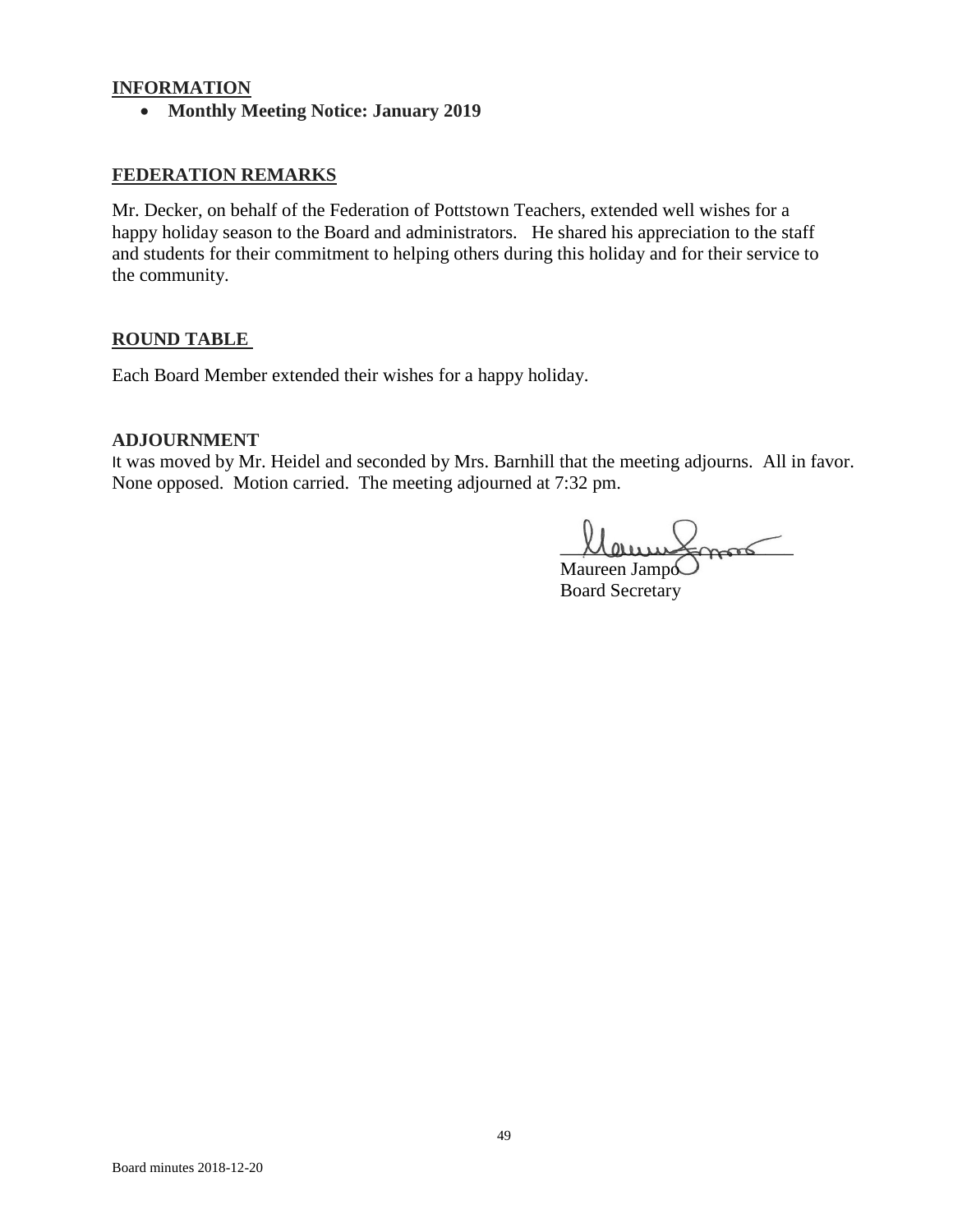## INFORMATION

- **Monthly Meeting Notice: January 2019**

## FEDERATION REMARKS

Mr. Decker, on behalf of the Federation of Pottstown Teachers, extended well wishes for a happy holiday season to the Board and administrators. He shared his appreciation to the staff and students for their commitment to helping others during this holiday and for their service to the community.

## ROUND TABLE

Each Board Member extended their wishes for a happy holiday.

## ADJOURNMENT

It was moved by Mr. Heidel and seconded by Mrs. Barnhill that the meeting adjourns. All in favor. None opposed. Motion carried. The meeting adjourned at 7:32 pm.

Maureen Jampo
Board Secretary